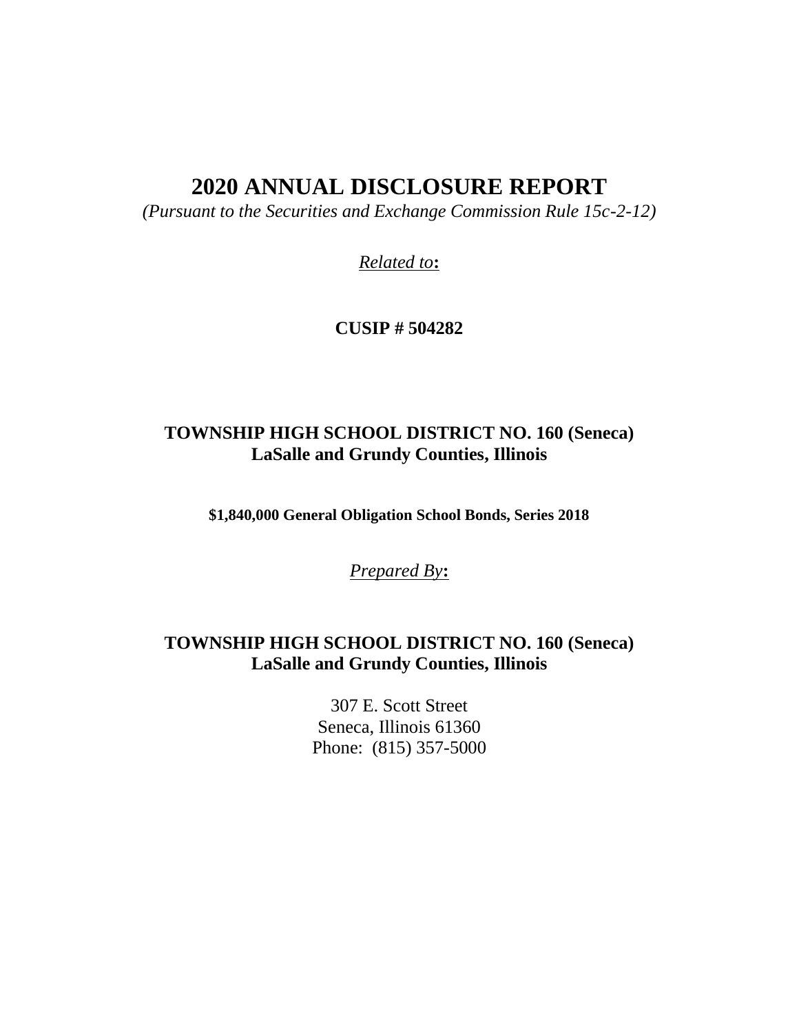# 2020 ANNUAL DISCLOSURE REPORT

*(Pursuant to the Securities and Exchange Commission Rule 15c-2-12)*

*Related to*:

**CUSIP # 504282**

**TOWNSHIP HIGH SCHOOL DISTRICT NO. 160 (Seneca)**
**LaSalle and Grundy Counties, Illinois**

**$1,840,000 General Obligation School Bonds, Series 2018**

*Prepared By*:

**TOWNSHIP HIGH SCHOOL DISTRICT NO. 160 (Seneca)**
**LaSalle and Grundy Counties, Illinois**

307 E. Scott Street
Seneca, Illinois 61360
Phone: (815) 357-5000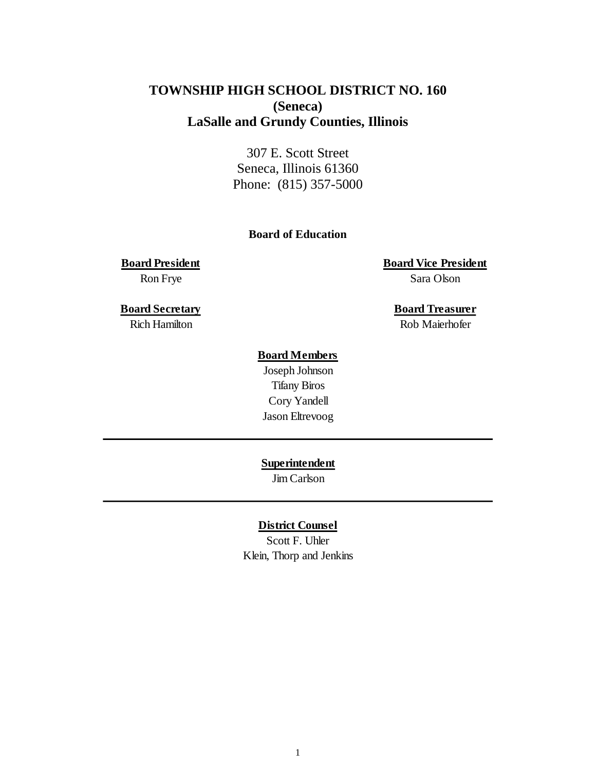# TOWNSHIP HIGH SCHOOL DISTRICT NO. 160
## (Seneca)
## LaSalle and Grundy Counties, Illinois

307 E. Scott Street
Seneca, Illinois 61360
Phone: (815) 357-5000

**Board of Education**

**Board President**
Ron Frye

**Board Vice President**
Sara Olson

**Board Secretary**
Rich Hamilton

**Board Treasurer**
Rob Maierhofer

**Board Members**
Joseph Johnson
Tifany Biros
Cory Yandell
Jason Eltrevoog

---

**Superintendent**
Jim Carlson

---

**District Counsel**
Scott F. Uhler
Klein, Thorp and Jenkins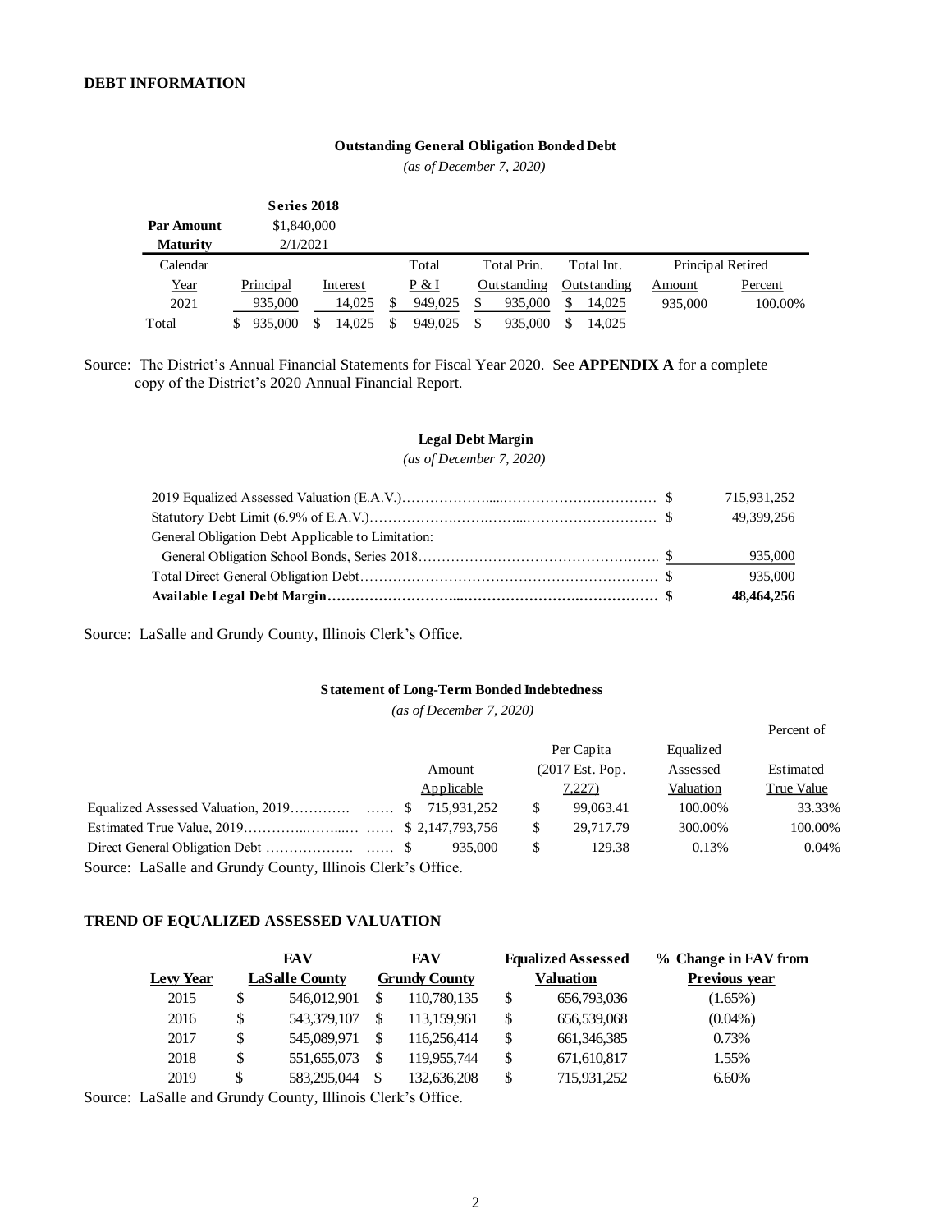## DEBT INFORMATION

**Outstanding General Obligation Bonded Debt**

*(as of December 7, 2020)*

| | **Series 2018** | | | | | | |
|---|---|---|---|---|---|---|---|
| **Par Amount** | $1,840,000 | | | | | | |
| **Maturity** | 2/1/2021 | | | | | | |
| Calendar Year | Principal | Interest | Total P & I | Total Prin. Outstanding | Total Int. Outstanding | Principal Retired Amount | Principal Retired Percent |
| 2021 | 935,000 | 14,025 | $ 949,025 | $ 935,000 | $ 14,025 | 935,000 | 100.00% |
| Total | $ 935,000 | $ 14,025 | $ 949,025 | $ 935,000 | $ 14,025 | | |

Source: The District's Annual Financial Statements for Fiscal Year 2020. See **APPENDIX A** for a complete copy of the District's 2020 Annual Financial Report.

**Legal Debt Margin**

*(as of December 7, 2020)*

| | |
|---|---|
| 2019 Equalized Assessed Valuation (E.A.V.) | $ 715,931,252 |
| Statutory Debt Limit (6.9% of E.A.V.) | $ 49,399,256 |
| General Obligation Debt Applicable to Limitation: | |
| General Obligation School Bonds, Series 2018 | $ 935,000 |
| Total Direct General Obligation Debt | $ 935,000 |
| **Available Legal Debt Margin** | **$ 48,464,256** |

Source: LaSalle and Grundy County, Illinois Clerk's Office.

**Statement of Long-Term Bonded Indebtedness**

*(as of December 7, 2020)*

| | Amount Applicable | Per Capita (2017 Est. Pop. 7,227) | Equalized Assessed Valuation | Percent of Estimated True Value |
|---|---|---|---|---|
| Equalized Assessed Valuation, 2019 | $ 715,931,252 | $ 99,063.41 | 100.00% | 33.33% |
| Estimated True Value, 2019 | $ 2,147,793,756 | $ 29,717.79 | 300.00% | 100.00% |
| Direct General Obligation Debt | $ 935,000 | $ 129.38 | 0.13% | 0.04% |

Source: LaSalle and Grundy County, Illinois Clerk's Office.

## TREND OF EQUALIZED ASSESSED VALUATION

| Levy Year | EAV LaSalle County | EAV Grundy County | Equalized Assessed Valuation | % Change in EAV from Previous year |
|---|---|---|---|---|
| 2015 | $ 546,012,901 | $ 110,780,135 | $ 656,793,036 | (1.65%) |
| 2016 | $ 543,379,107 | $ 113,159,961 | $ 656,539,068 | (0.04%) |
| 2017 | $ 545,089,971 | $ 116,256,414 | $ 661,346,385 | 0.73% |
| 2018 | $ 551,655,073 | $ 119,955,744 | $ 671,610,817 | 1.55% |
| 2019 | $ 583,295,044 | $ 132,636,208 | $ 715,931,252 | 6.60% |

Source: LaSalle and Grundy County, Illinois Clerk's Office.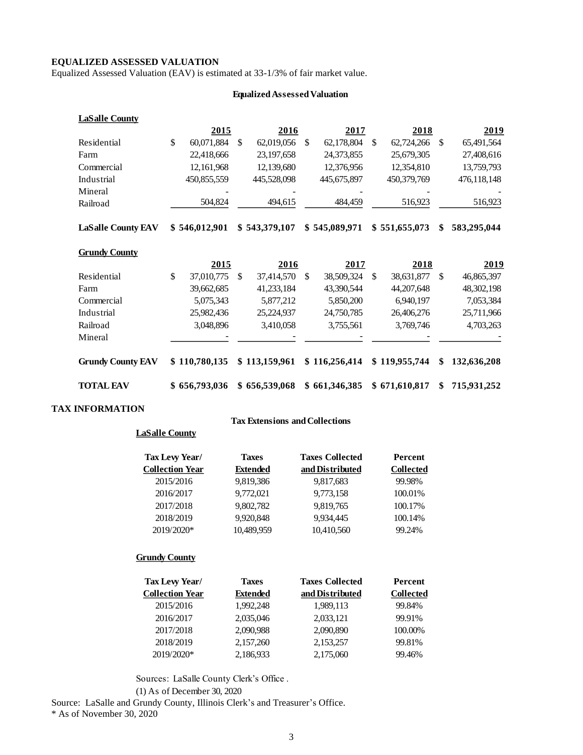## EQUALIZED ASSESSED VALUATION

Equalized Assessed Valuation (EAV) is estimated at 33-1/3% of fair market value.

**Equalized Assessed Valuation**

| **LaSalle County** | **2015** | **2016** | **2017** | **2018** | **2019** |
|---|---|---|---|---|---|
| Residential | $ 60,071,884 | $ 62,019,056 | $ 62,178,804 | $ 62,724,266 | $ 65,491,564 |
| Farm | 22,418,666 | 23,197,658 | 24,373,855 | 25,679,305 | 27,408,616 |
| Commercial | 12,161,968 | 12,139,680 | 12,376,956 | 12,354,810 | 13,759,793 |
| Industrial | 450,855,559 | 445,528,098 | 445,675,897 | 450,379,769 | 476,118,148 |
| Mineral | - | - | - | - | - |
| Railroad | 504,824 | 494,615 | 484,459 | 516,923 | 516,923 |
| **LaSalle County EAV** | **$ 546,012,901** | **$ 543,379,107** | **$ 545,089,971** | **$ 551,655,073** | **$ 583,295,044** |

| **Grundy County** | **2015** | **2016** | **2017** | **2018** | **2019** |
|---|---|---|---|---|---|
| Residential | $ 37,010,775 | $ 37,414,570 | $ 38,509,324 | $ 38,631,877 | $ 46,865,397 |
| Farm | 39,662,685 | 41,233,184 | 43,390,544 | 44,207,648 | 48,302,198 |
| Commercial | 5,075,343 | 5,877,212 | 5,850,200 | 6,940,197 | 7,053,384 |
| Industrial | 25,982,436 | 25,224,937 | 24,750,785 | 26,406,276 | 25,711,966 |
| Railroad | 3,048,896 | 3,410,058 | 3,755,561 | 3,769,746 | 4,703,263 |
| Mineral | - | - | - | - | - |
| **Grundy County EAV** | **$ 110,780,135** | **$ 113,159,961** | **$ 116,256,414** | **$ 119,955,744** | **$ 132,636,208** |
| | | | | | |
| **TOTAL EAV** | **$ 656,793,036** | **$ 656,539,068** | **$ 661,346,385** | **$ 671,610,817** | **$ 715,931,252** |

## TAX INFORMATION

**Tax Extensions and Collections**

**LaSalle County**

| Tax Levy Year/ Collection Year | Taxes Extended | Taxes Collected and Distributed | Percent Collected |
|---|---|---|---|
| 2015/2016 | 9,819,386 | 9,817,683 | 99.98% |
| 2016/2017 | 9,772,021 | 9,773,158 | 100.01% |
| 2017/2018 | 9,802,782 | 9,819,765 | 100.17% |
| 2018/2019 | 9,920,848 | 9,934,445 | 100.14% |
| 2019/2020* | 10,489,959 | 10,410,560 | 99.24% |

**Grundy County**

| Tax Levy Year/ Collection Year | Taxes Extended | Taxes Collected and Distributed | Percent Collected |
|---|---|---|---|
| 2015/2016 | 1,992,248 | 1,989,113 | 99.84% |
| 2016/2017 | 2,035,046 | 2,033,121 | 99.91% |
| 2017/2018 | 2,090,988 | 2,090,890 | 100.00% |
| 2018/2019 | 2,157,260 | 2,153,257 | 99.81% |
| 2019/2020* | 2,186,933 | 2,175,060 | 99.46% |

Sources: LaSalle County Clerk's Office .

(1) As of December 30, 2020

Source: LaSalle and Grundy County, Illinois Clerk's and Treasurer's Office.

* As of November 30, 2020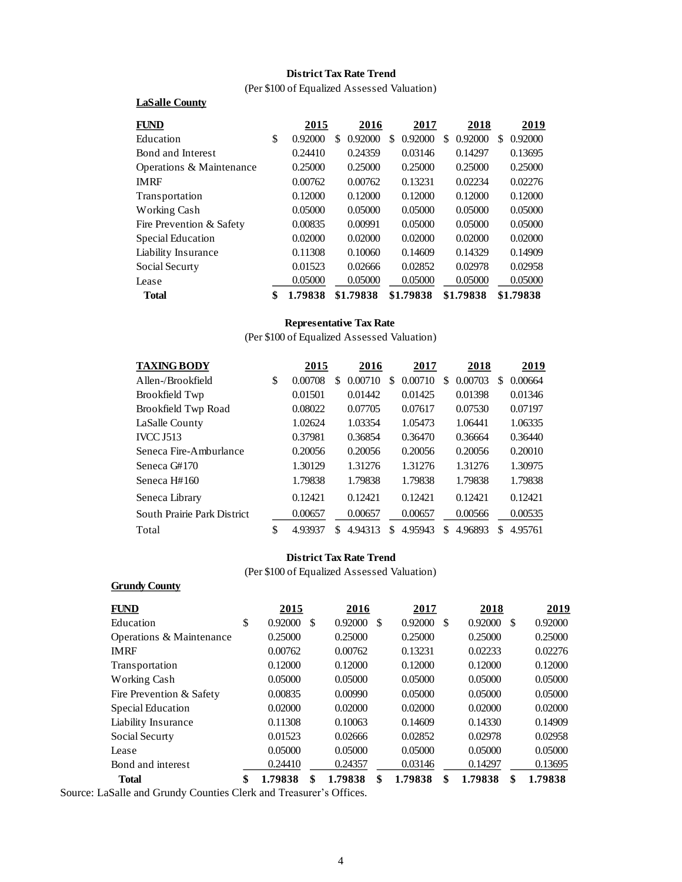### District Tax Rate Trend

(Per $100 of Equalized Assessed Valuation)

**LaSalle County**

| FUND | 2015 | 2016 | 2017 | 2018 | 2019 |
|---|---|---|---|---|---|
| Education | $ 0.92000 | $ 0.92000 | $ 0.92000 | $ 0.92000 | $ 0.92000 |
| Bond and Interest | 0.24410 | 0.24359 | 0.03146 | 0.14297 | 0.13695 |
| Operations & Maintenance | 0.25000 | 0.25000 | 0.25000 | 0.25000 | 0.25000 |
| IMRF | 0.00762 | 0.00762 | 0.13231 | 0.02234 | 0.02276 |
| Transportation | 0.12000 | 0.12000 | 0.12000 | 0.12000 | 0.12000 |
| Working Cash | 0.05000 | 0.05000 | 0.05000 | 0.05000 | 0.05000 |
| Fire Prevention & Safety | 0.00835 | 0.00991 | 0.05000 | 0.05000 | 0.05000 |
| Special Education | 0.02000 | 0.02000 | 0.02000 | 0.02000 | 0.02000 |
| Liability Insurance | 0.11308 | 0.10060 | 0.14609 | 0.14329 | 0.14909 |
| Social Securty | 0.01523 | 0.02666 | 0.02852 | 0.02978 | 0.02958 |
| Lease | 0.05000 | 0.05000 | 0.05000 | 0.05000 | 0.05000 |
| **Total** | **$ 1.79838** | **$1.79838** | **$1.79838** | **$1.79838** | **$1.79838** |

### Representative Tax Rate

(Per $100 of Equalized Assessed Valuation)

| TAXING BODY | 2015 | 2016 | 2017 | 2018 | 2019 |
|---|---|---|---|---|---|
| Allen-/Brookfield | $ 0.00708 | $ 0.00710 | $ 0.00710 | $ 0.00703 | $ 0.00664 |
| Brookfield Twp | 0.01501 | 0.01442 | 0.01425 | 0.01398 | 0.01346 |
| Brookfield Twp Road | 0.08022 | 0.07705 | 0.07617 | 0.07530 | 0.07197 |
| LaSalle County | 1.02624 | 1.03354 | 1.05473 | 1.06441 | 1.06335 |
| IVCC J513 | 0.37981 | 0.36854 | 0.36470 | 0.36664 | 0.36440 |
| Seneca Fire-Amburlance | 0.20056 | 0.20056 | 0.20056 | 0.20056 | 0.20010 |
| Seneca G#170 | 1.30129 | 1.31276 | 1.31276 | 1.31276 | 1.30975 |
| Seneca H#160 | 1.79838 | 1.79838 | 1.79838 | 1.79838 | 1.79838 |
| Seneca Library | 0.12421 | 0.12421 | 0.12421 | 0.12421 | 0.12421 |
| South Prairie Park District | 0.00657 | 0.00657 | 0.00657 | 0.00566 | 0.00535 |
| Total | $ 4.93937 | $ 4.94313 | $ 4.95943 | $ 4.96893 | $ 4.95761 |

### District Tax Rate Trend

(Per $100 of Equalized Assessed Valuation)

**Grundy County**

| FUND | 2015 | 2016 | 2017 | 2018 | 2019 |
|---|---|---|---|---|---|
| Education | $ 0.92000 | $ 0.92000 | $ 0.92000 | $ 0.92000 | $ 0.92000 |
| Operations & Maintenance | 0.25000 | 0.25000 | 0.25000 | 0.25000 | 0.25000 |
| IMRF | 0.00762 | 0.00762 | 0.13231 | 0.02233 | 0.02276 |
| Transportation | 0.12000 | 0.12000 | 0.12000 | 0.12000 | 0.12000 |
| Working Cash | 0.05000 | 0.05000 | 0.05000 | 0.05000 | 0.05000 |
| Fire Prevention & Safety | 0.00835 | 0.00990 | 0.05000 | 0.05000 | 0.05000 |
| Special Education | 0.02000 | 0.02000 | 0.02000 | 0.02000 | 0.02000 |
| Liability Insurance | 0.11308 | 0.10063 | 0.14609 | 0.14330 | 0.14909 |
| Social Securty | 0.01523 | 0.02666 | 0.02852 | 0.02978 | 0.02958 |
| Lease | 0.05000 | 0.05000 | 0.05000 | 0.05000 | 0.05000 |
| Bond and interest | 0.24410 | 0.24357 | 0.03146 | 0.14297 | 0.13695 |
| **Total** | **$ 1.79838** | **$ 1.79838** | **$ 1.79838** | **$ 1.79838** | **$ 1.79838** |

Source: LaSalle and Grundy Counties Clerk and Treasurer's Offices.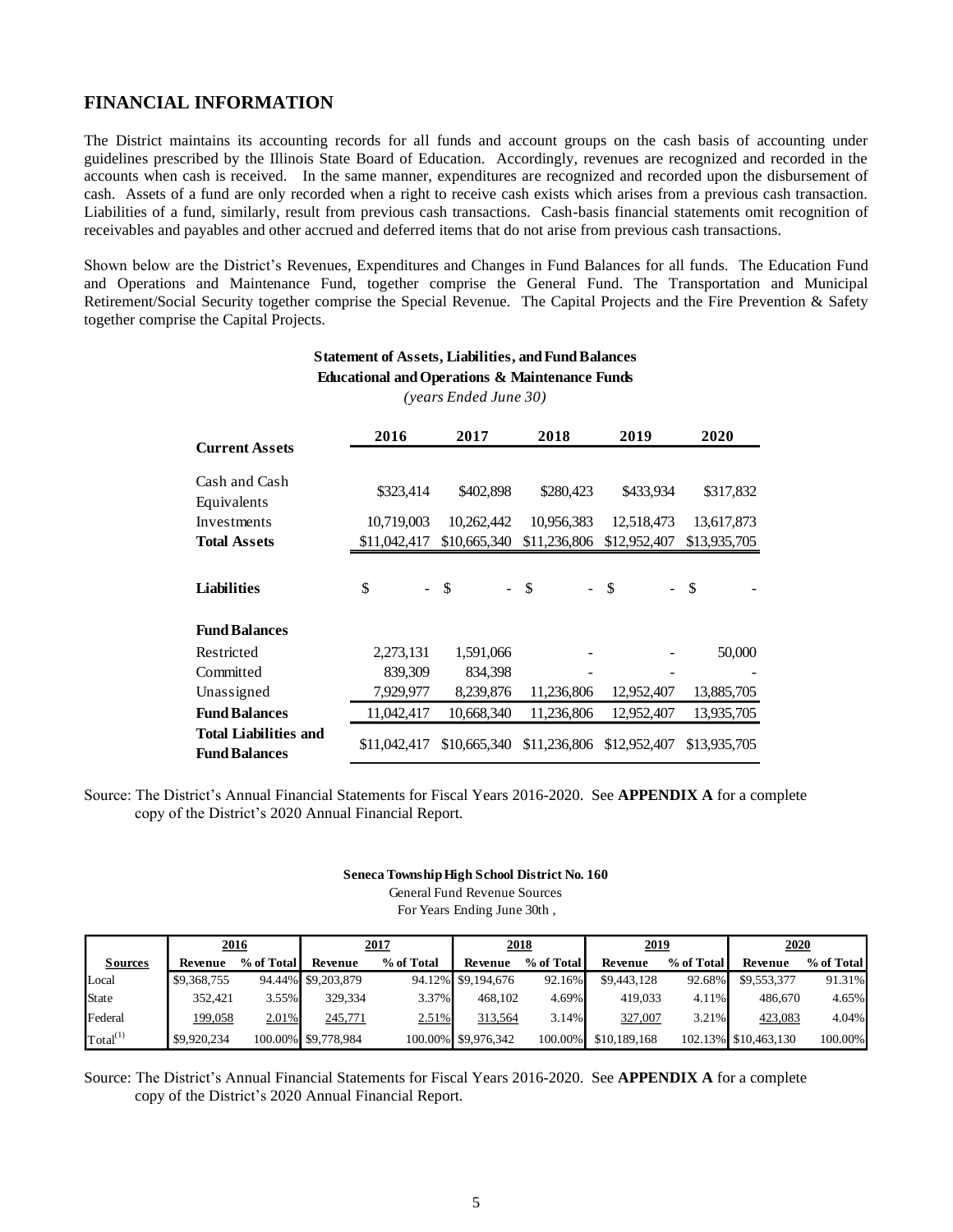## FINANCIAL INFORMATION

The District maintains its accounting records for all funds and account groups on the cash basis of accounting under guidelines prescribed by the Illinois State Board of Education. Accordingly, revenues are recognized and recorded in the accounts when cash is received. In the same manner, expenditures are recognized and recorded upon the disbursement of cash. Assets of a fund are only recorded when a right to receive cash exists which arises from a previous cash transaction. Liabilities of a fund, similarly, result from previous cash transactions. Cash-basis financial statements omit recognition of receivables and payables and other accrued and deferred items that do not arise from previous cash transactions.

Shown below are the District's Revenues, Expenditures and Changes in Fund Balances for all funds. The Education Fund and Operations and Maintenance Fund, together comprise the General Fund. The Transportation and Municipal Retirement/Social Security together comprise the Special Revenue. The Capital Projects and the Fire Prevention & Safety together comprise the Capital Projects.

**Statement of Assets, Liabilities, and Fund Balances**
**Educational and Operations & Maintenance Funds**
*(years Ended June 30)*

| **Current Assets** | **2016** | **2017** | **2018** | **2019** | **2020** |
|---|---|---|---|---|---|
| Cash and Cash Equivalents | \$323,414 | \$402,898 | \$280,423 | \$433,934 | \$317,832 |
| Investments | 10,719,003 | 10,262,442 | 10,956,383 | 12,518,473 | 13,617,873 |
| **Total Assets** | \$11,042,417 | \$10,665,340 | \$11,236,806 | \$12,952,407 | \$13,935,705 |
| **Liabilities** | \$ - | \$ - | \$ - | \$ - | \$ - |
| **Fund Balances** | | | | | |
| Restricted | 2,273,131 | 1,591,066 | - | - | 50,000 |
| Committed | 839,309 | 834,398 | - | - | - |
| Unassigned | 7,929,977 | 8,239,876 | 11,236,806 | 12,952,407 | 13,885,705 |
| **Fund Balances** | 11,042,417 | 10,668,340 | 11,236,806 | 12,952,407 | 13,935,705 |
| **Total Liabilities and Fund Balances** | \$11,042,417 | \$10,665,340 | \$11,236,806 | \$12,952,407 | \$13,935,705 |

Source: The District's Annual Financial Statements for Fiscal Years 2016-2020. See **APPENDIX A** for a complete copy of the District's 2020 Annual Financial Report.

**Seneca Township High School District No. 160**
General Fund Revenue Sources
For Years Ending June 30th ,

| | 2016 | | 2017 | | 2018 | | 2019 | | 2020 | |
|---|---|---|---|---|---|---|---|---|---|---|
| **Sources** | **Revenue** | **% of Total** | **Revenue** | **% of Total** | **Revenue** | **% of Total** | **Revenue** | **% of Total** | **Revenue** | **% of Total** |
| Local | \$9,368,755 | 94.44% | \$9,203,879 | 94.12% | \$9,194,676 | 92.16% | \$9,443,128 | 92.68% | \$9,553,377 | 91.31% |
| State | 352,421 | 3.55% | 329,334 | 3.37% | 468,102 | 4.69% | 419,033 | 4.11% | 486,670 | 4.65% |
| Federal | 199,058 | 2.01% | 245,771 | 2.51% | 313,564 | 3.14% | 327,007 | 3.21% | 423,083 | 4.04% |
| Total[(1)] | \$9,920,234 | 100.00% | \$9,778,984 | 100.00% | \$9,976,342 | 100.00% | \$10,189,168 | 102.13% | \$10,463,130 | 100.00% |

Source: The District's Annual Financial Statements for Fiscal Years 2016-2020. See **APPENDIX A** for a complete copy of the District's 2020 Annual Financial Report.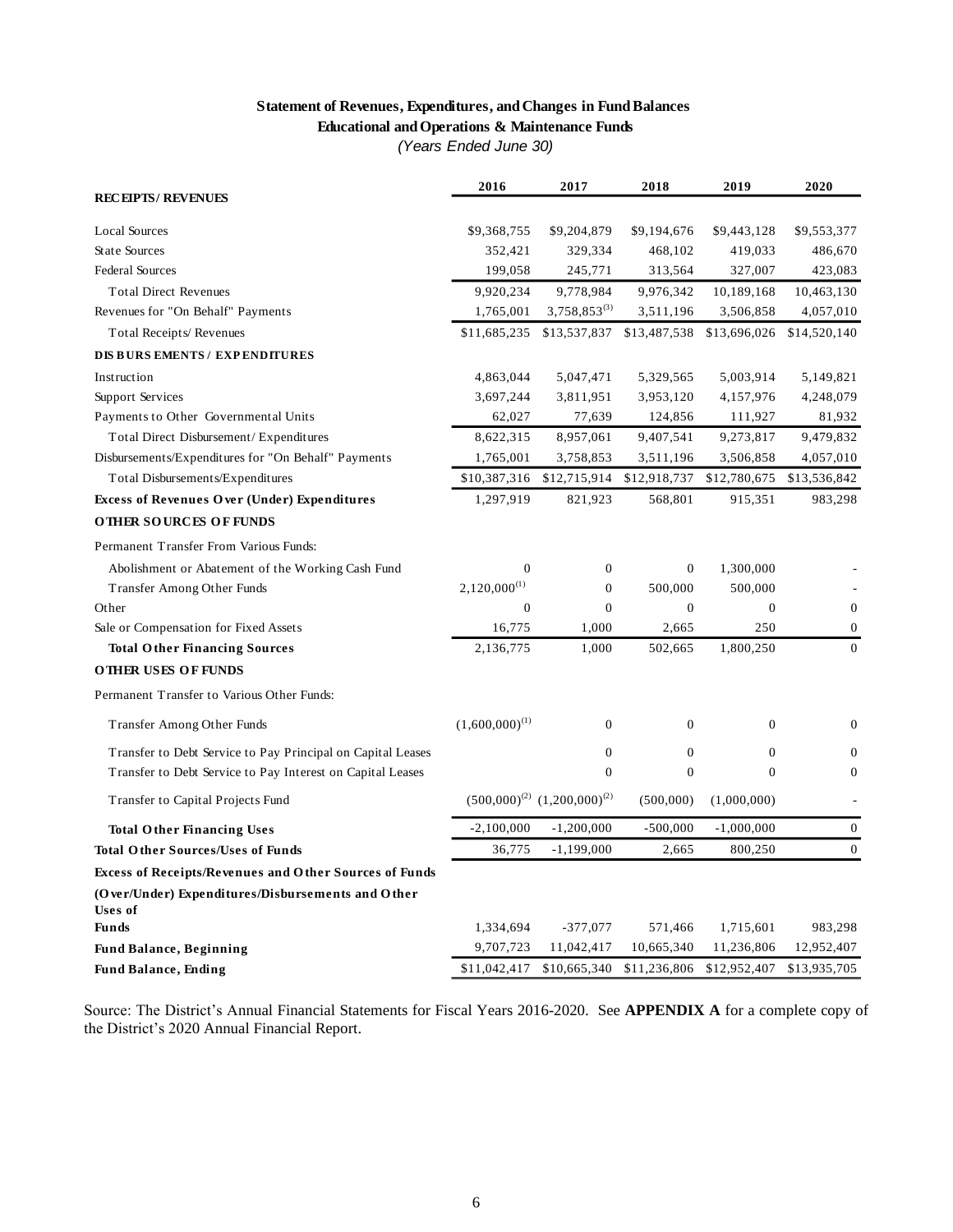**Statement of Revenues, Expenditures, and Changes in Fund Balances**
**Educational and Operations & Maintenance Funds**
*(Years Ended June 30)*

| RECEIPTS / REVENUES | 2016 | 2017 | 2018 | 2019 | 2020 |
|---|---|---|---|---|---|
| Local Sources | $9,368,755 | $9,204,879 | $9,194,676 | $9,443,128 | $9,553,377 |
| State Sources | 352,421 | 329,334 | 468,102 | 419,033 | 486,670 |
| Federal Sources | 199,058 | 245,771 | 313,564 | 327,007 | 423,083 |
| Total Direct Revenues | 9,920,234 | 9,778,984 | 9,976,342 | 10,189,168 | 10,463,130 |
| Revenues for "On Behalf" Payments | 1,765,001 | 3,758,853[3] | 3,511,196 | 3,506,858 | 4,057,010 |
| Total Receipts/ Revenues | $11,685,235 | $13,537,837 | $13,487,538 | $13,696,026 | $14,520,140 |
| **DISBURSEMENTS / EXPENDITURES** | | | | | |
| Instruction | 4,863,044 | 5,047,471 | 5,329,565 | 5,003,914 | 5,149,821 |
| Support Services | 3,697,244 | 3,811,951 | 3,953,120 | 4,157,976 | 4,248,079 |
| Payments to Other Governmental Units | 62,027 | 77,639 | 124,856 | 111,927 | 81,932 |
| Total Direct Disbursement/ Expenditures | 8,622,315 | 8,957,061 | 9,407,541 | 9,273,817 | 9,479,832 |
| Disbursements/Expenditures for "On Behalf" Payments | 1,765,001 | 3,758,853 | 3,511,196 | 3,506,858 | 4,057,010 |
| Total Disbursements/Expenditures | $10,387,316 | $12,715,914 | $12,918,737 | $12,780,675 | $13,536,842 |
| **Excess of Revenues Over (Under) Expenditures** | 1,297,919 | 821,923 | 568,801 | 915,351 | 983,298 |
| **OTHER SOURCES OF FUNDS** | | | | | |
| Permanent Transfer From Various Funds: | | | | | |
| Abolishment or Abatement of the Working Cash Fund | 0 | 0 | 0 | 1,300,000 | - |
| Transfer Among Other Funds | 2,120,000[1] | 0 | 500,000 | 500,000 | - |
| Other | 0 | 0 | 0 | 0 | 0 |
| Sale or Compensation for Fixed Assets | 16,775 | 1,000 | 2,665 | 250 | 0 |
| **Total Other Financing Sources** | 2,136,775 | 1,000 | 502,665 | 1,800,250 | 0 |
| **OTHER USES OF FUNDS** | | | | | |
| Permanent Transfer to Various Other Funds: | | | | | |
| Transfer Among Other Funds | (1,600,000)[1] | 0 | 0 | 0 | 0 |
| Transfer to Debt Service to Pay Principal on Capital Leases | | 0 | 0 | 0 | 0 |
| Transfer to Debt Service to Pay Interest on Capital Leases | | 0 | 0 | 0 | 0 |
| Transfer to Capital Projects Fund | (500,000)[2] | (1,200,000)[2] | (500,000) | (1,000,000) | - |
| **Total Other Financing Uses** | -2,100,000 | -1,200,000 | -500,000 | -1,000,000 | 0 |
| **Total Other Sources/Uses of Funds** | 36,775 | -1,199,000 | 2,665 | 800,250 | 0 |
| **Excess of Receipts/Revenues and Other Sources of Funds (Over/Under) Expenditures/Disbursements and Other Uses of Funds** | 1,334,694 | -377,077 | 571,466 | 1,715,601 | 983,298 |
| **Fund Balance, Beginning** | 9,707,723 | 11,042,417 | 10,665,340 | 11,236,806 | 12,952,407 |
| **Fund Balance, Ending** | $11,042,417 | $10,665,340 | $11,236,806 | $12,952,407 | $13,935,705 |

Source: The District's Annual Financial Statements for Fiscal Years 2016-2020. See **APPENDIX A** for a complete copy of the District's 2020 Annual Financial Report.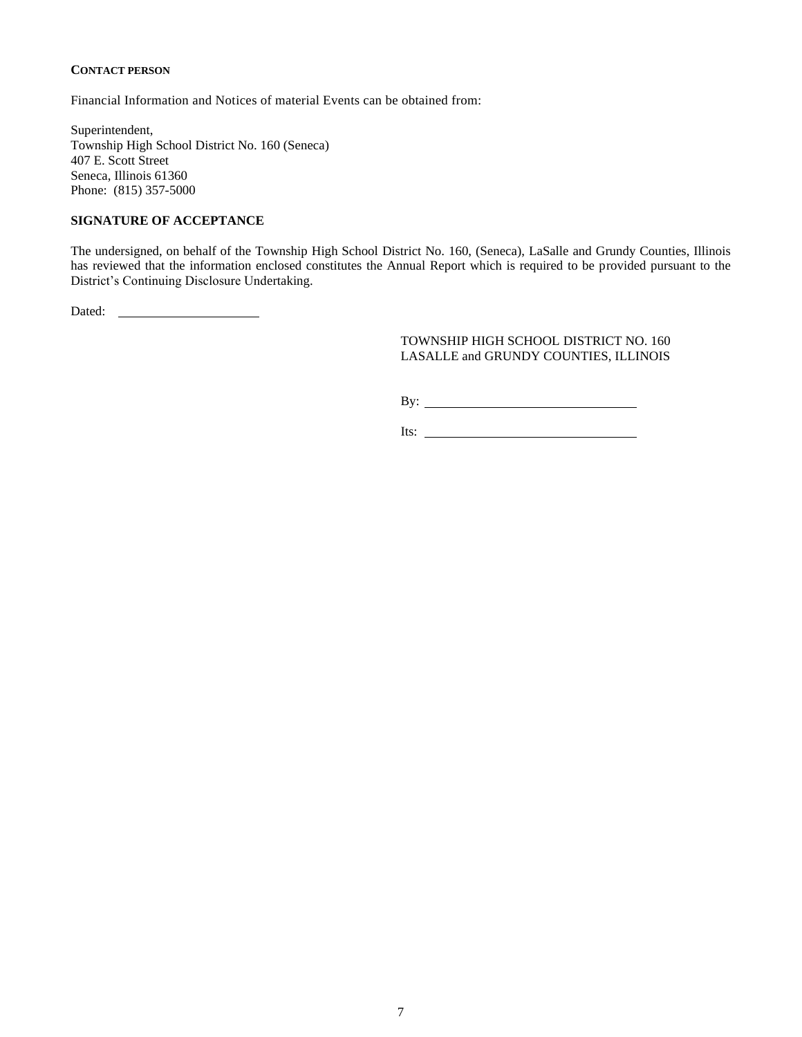**CONTACT PERSON**

Financial Information and Notices of material Events can be obtained from:

Superintendent,
Township High School District No. 160 (Seneca)
407 E. Scott Street
Seneca, Illinois 61360
Phone: (815) 357-5000

**SIGNATURE OF ACCEPTANCE**

The undersigned, on behalf of the Township High School District No. 160, (Seneca), LaSalle and Grundy Counties, Illinois has reviewed that the information enclosed constitutes the Annual Report which is required to be provided pursuant to the District's Continuing Disclosure Undertaking.

Dated: ______________________

TOWNSHIP HIGH SCHOOL DISTRICT NO. 160
LASALLE and GRUNDY COUNTIES, ILLINOIS

By: ________________________________

Its: ________________________________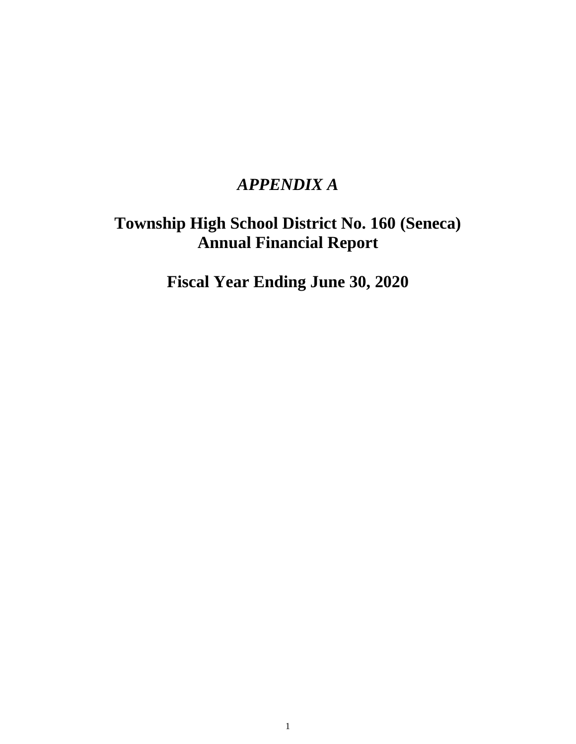# *APPENDIX A*

# Township High School District No. 160 (Seneca) Annual Financial Report

## Fiscal Year Ending June 30, 2020